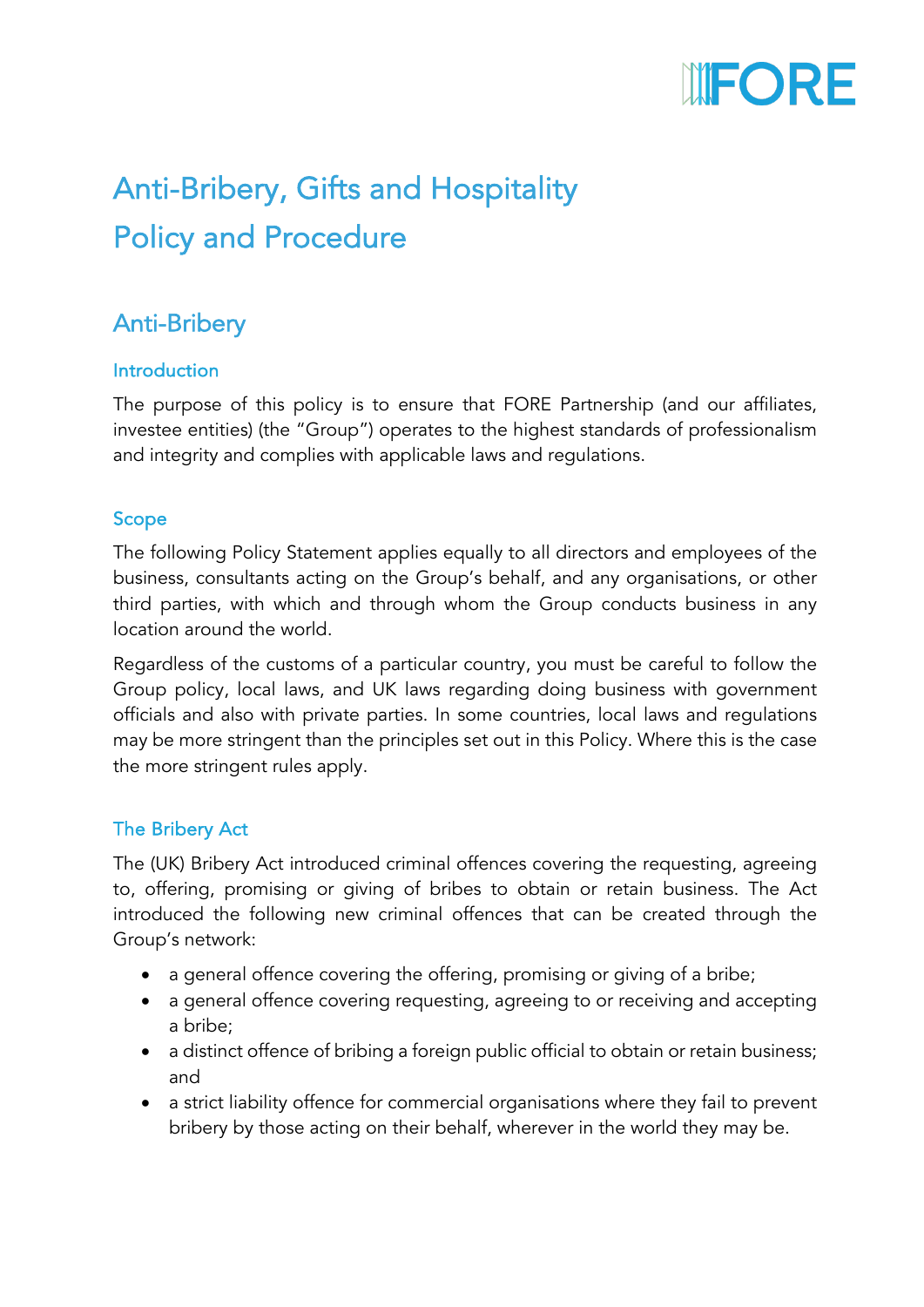# Anti-Bribery, Gifts and Hospitality Policy and Procedure

## Anti-Bribery

### Introduction

The purpose of this policy is to ensure that FORE Partnership (and our affiliates, investee entities) (the "Group") operates to the highest standards of professionalism and integrity and complies with applicable laws and regulations.

### Scope

The following Policy Statement applies equally to all directors and employees of the business, consultants acting on the Group's behalf, and any organisations, or other third parties, with which and through whom the Group conducts business in any location around the world.

Regardless of the customs of a particular country, you must be careful to follow the Group policy, local laws, and UK laws regarding doing business with government officials and also with private parties. In some countries, local laws and regulations may be more stringent than the principles set out in this Policy. Where this is the case the more stringent rules apply.

### The Bribery Act

The (UK) Bribery Act introduced criminal offences covering the requesting, agreeing to, offering, promising or giving of bribes to obtain or retain business. The Act introduced the following new criminal offences that can be created through the Group's network:

- a general offence covering the offering, promising or giving of a bribe;
- a general offence covering requesting, agreeing to or receiving and accepting a bribe;
- a distinct offence of bribing a foreign public official to obtain or retain business; and
- a strict liability offence for commercial organisations where they fail to prevent bribery by those acting on their behalf, wherever in the world they may be.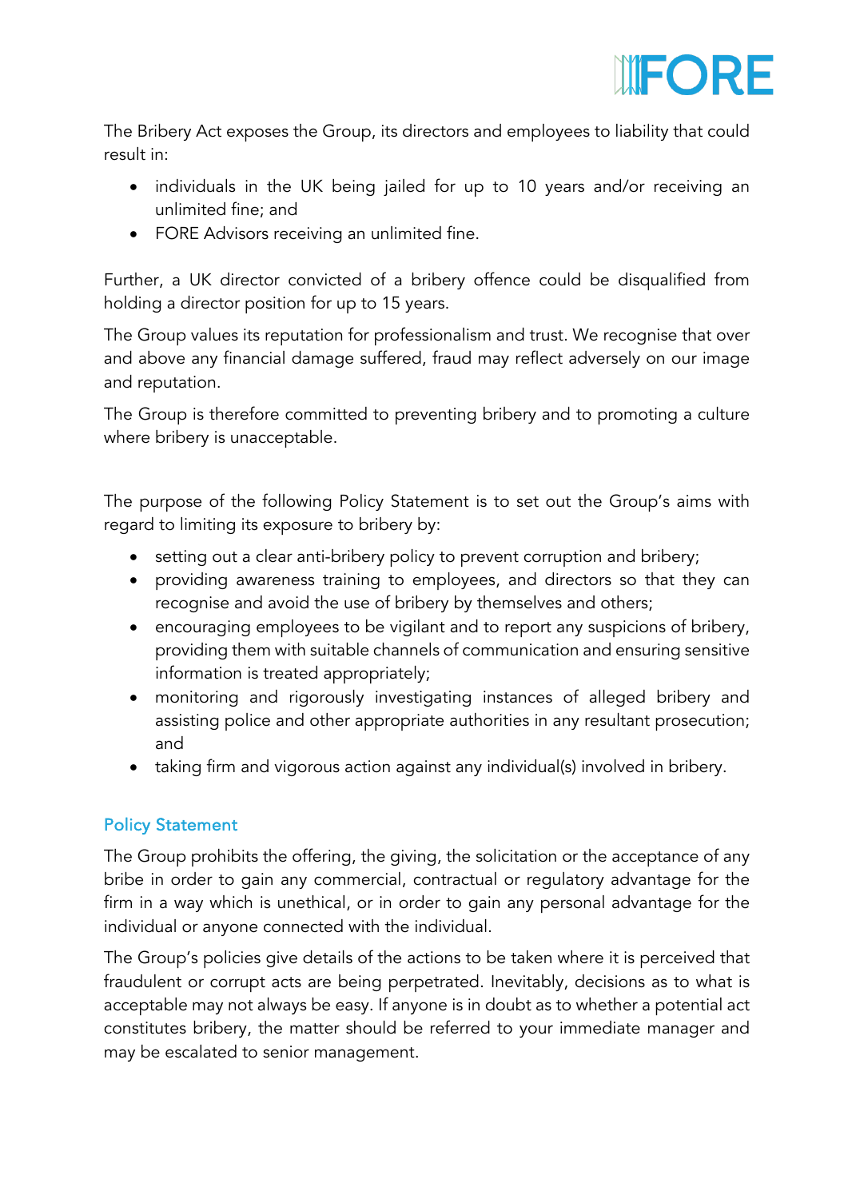The Bribery Act exposes the Group, its directors and employees to liability that could result in:

- individuals in the UK being jailed for up to 10 years and/or receiving an unlimited fine; and
- FORE Advisors receiving an unlimited fine.

Further, a UK director convicted of a bribery offence could be disqualified from holding a director position for up to 15 years.

The Group values its reputation for professionalism and trust. We recognise that over and above any financial damage suffered, fraud may reflect adversely on our image and reputation.

The Group is therefore committed to preventing bribery and to promoting a culture where bribery is unacceptable.

The purpose of the following Policy Statement is to set out the Group's aims with regard to limiting its exposure to bribery by:

- setting out a clear anti-bribery policy to prevent corruption and bribery;
- providing awareness training to employees, and directors so that they can recognise and avoid the use of bribery by themselves and others;
- encouraging employees to be vigilant and to report any suspicions of bribery, providing them with suitable channels of communication and ensuring sensitive information is treated appropriately;
- monitoring and rigorously investigating instances of alleged bribery and assisting police and other appropriate authorities in any resultant prosecution; and
- taking firm and vigorous action against any individual(s) involved in bribery.

## Policy Statement

The Group prohibits the offering, the giving, the solicitation or the acceptance of any bribe in order to gain any commercial, contractual or regulatory advantage for the firm in a way which is unethical, or in order to gain any personal advantage for the individual or anyone connected with the individual.

The Group's policies give details of the actions to be taken where it is perceived that fraudulent or corrupt acts are being perpetrated. Inevitably, decisions as to what is acceptable may not always be easy. If anyone is in doubt as to whether a potential act constitutes bribery, the matter should be referred to your immediate manager and may be escalated to senior management.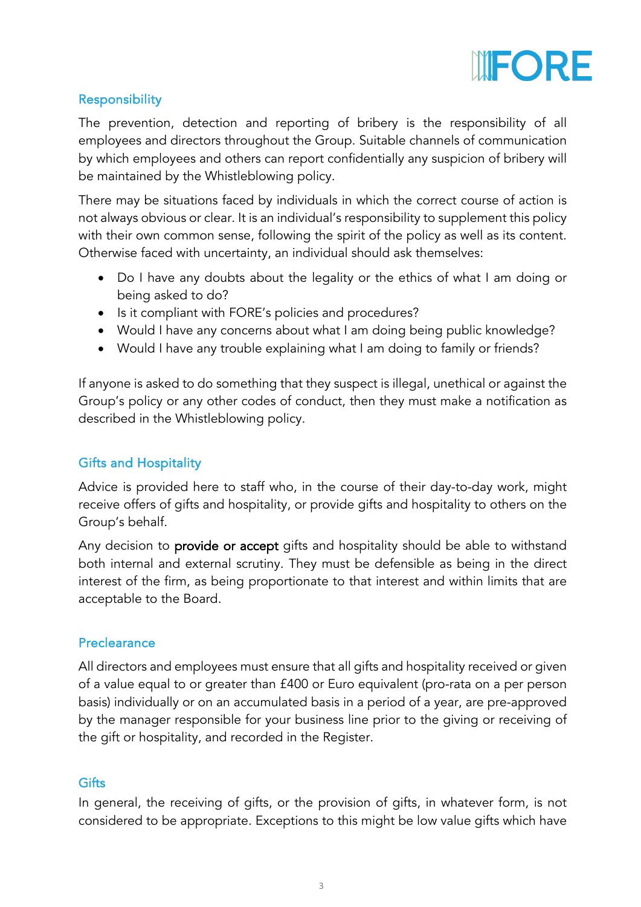## Responsibility

The prevention, detection and reporting of bribery is the responsibility of all employees and directors throughout the Group. Suitable channels of communication by which employees and others can report confidentially any suspicion of bribery will be maintained by the Whistleblowing policy.

There may be situations faced by individuals in which the correct course of action is not always obvious or clear. It is an individual's responsibility to supplement this policy with their own common sense, following the spirit of the policy as well as its content. Otherwise faced with uncertainty, an individual should ask themselves:

- Do I have any doubts about the legality or the ethics of what I am doing or being asked to do?
- Is it compliant with FORE's policies and procedures?
- Would I have any concerns about what I am doing being public knowledge?
- Would I have any trouble explaining what I am doing to family or friends?

If anyone is asked to do something that they suspect is illegal, unethical or against the Group's policy or any other codes of conduct, then they must make a notification as described in the Whistleblowing policy.

## Gifts and Hospitality

Advice is provided here to staff who, in the course of their day-to-day work, might receive offers of gifts and hospitality, or provide gifts and hospitality to others on the Group's behalf.

Any decision to **provide or accept** gifts and hospitality should be able to withstand both internal and external scrutiny. They must be defensible as being in the direct interest of the firm, as being proportionate to that interest and within limits that are acceptable to the Board.

## Preclearance

All directors and employees must ensure that all gifts and hospitality received or given of a value equal to or greater than £400 or Euro equivalent (pro-rata on a per person basis) individually or on an accumulated basis in a period of a year, are pre-approved by the manager responsible for your business line prior to the giving or receiving of the gift or hospitality, and recorded in the Register.

## Gifts

In general, the receiving of gifts, or the provision of gifts, in whatever form, is not considered to be appropriate. Exceptions to this might be low value gifts which have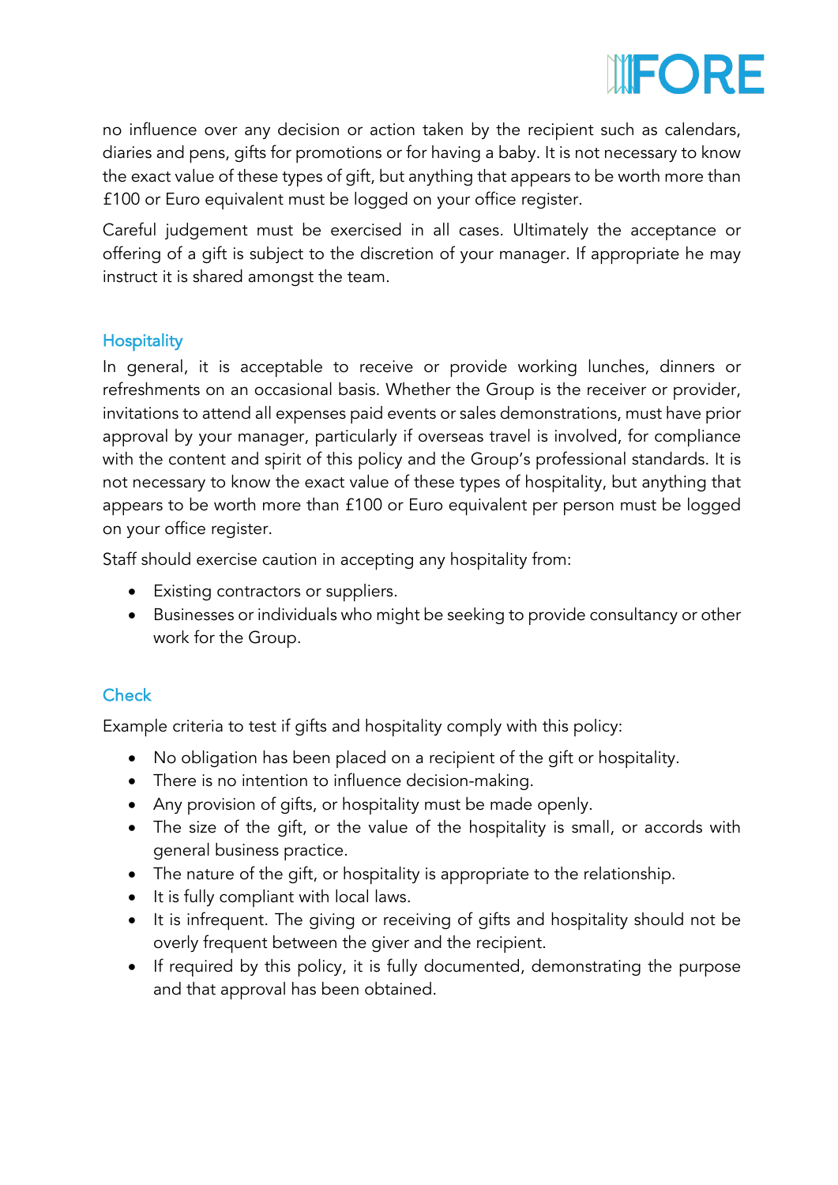no influence over any decision or action taken by the recipient such as calendars, diaries and pens, gifts for promotions or for having a baby. It is not necessary to know the exact value of these types of gift, but anything that appears to be worth more than £100 or Euro equivalent must be logged on your office register.

Careful judgement must be exercised in all cases. Ultimately the acceptance or offering of a gift is subject to the discretion of your manager. If appropriate he may instruct it is shared amongst the team.

## Hospitality

In general, it is acceptable to receive or provide working lunches, dinners or refreshments on an occasional basis. Whether the Group is the receiver or provider, invitations to attend all expenses paid events or sales demonstrations, must have prior approval by your manager, particularly if overseas travel is involved, for compliance with the content and spirit of this policy and the Group's professional standards. It is not necessary to know the exact value of these types of hospitality, but anything that appears to be worth more than £100 or Euro equivalent per person must be logged on your office register.

Staff should exercise caution in accepting any hospitality from:

- Existing contractors or suppliers.
- Businesses or individuals who might be seeking to provide consultancy or other work for the Group.

## Check

Example criteria to test if gifts and hospitality comply with this policy:

- No obligation has been placed on a recipient of the gift or hospitality.
- There is no intention to influence decision-making.
- Any provision of gifts, or hospitality must be made openly.
- The size of the gift, or the value of the hospitality is small, or accords with general business practice.
- The nature of the gift, or hospitality is appropriate to the relationship.
- It is fully compliant with local laws.
- It is infrequent. The giving or receiving of gifts and hospitality should not be overly frequent between the giver and the recipient.
- If required by this policy, it is fully documented, demonstrating the purpose and that approval has been obtained.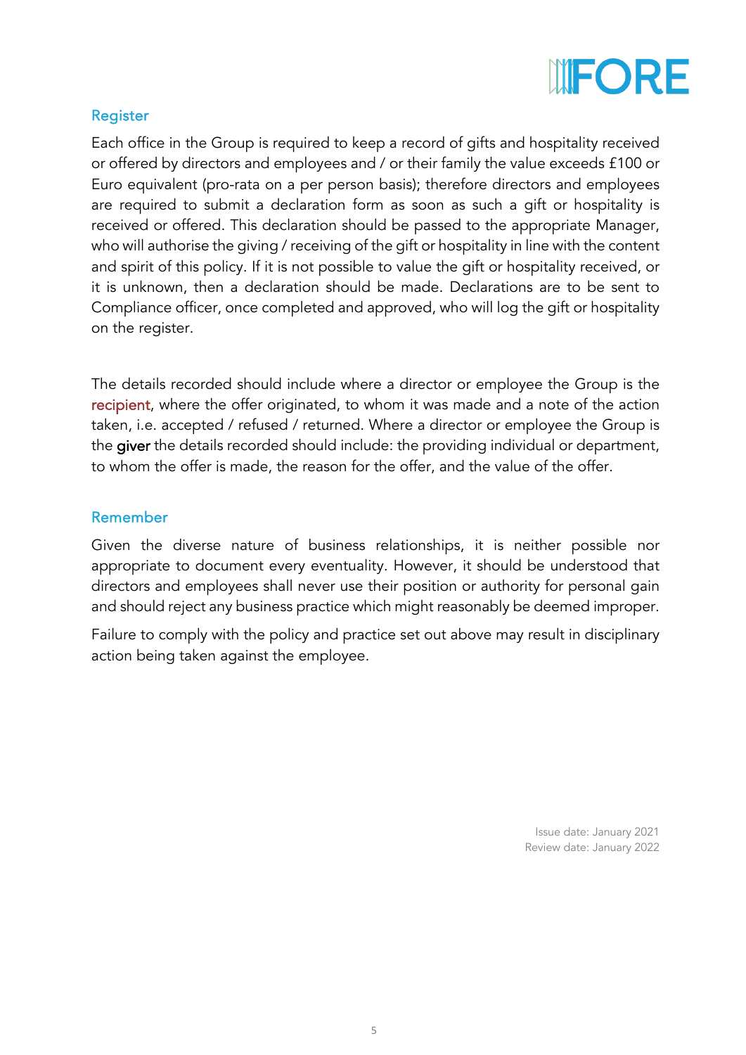## Register

Each office in the Group is required to keep a record of gifts and hospitality received or offered by directors and employees and / or their family the value exceeds £100 or Euro equivalent (pro-rata on a per person basis); therefore directors and employees are required to submit a declaration form as soon as such a gift or hospitality is received or offered. This declaration should be passed to the appropriate Manager, who will authorise the giving / receiving of the gift or hospitality in line with the content and spirit of this policy. If it is not possible to value the gift or hospitality received, or it is unknown, then a declaration should be made. Declarations are to be sent to Compliance officer, once completed and approved, who will log the gift or hospitality on the register.

The details recorded should include where a director or employee the Group is the recipient, where the offer originated, to whom it was made and a note of the action taken, i.e. accepted / refused / returned. Where a director or employee the Group is the giver the details recorded should include: the providing individual or department, to whom the offer is made, the reason for the offer, and the value of the offer.

## Remember

Given the diverse nature of business relationships, it is neither possible nor appropriate to document every eventuality. However, it should be understood that directors and employees shall never use their position or authority for personal gain and should reject any business practice which might reasonably be deemed improper.

Failure to comply with the policy and practice set out above may result in disciplinary action being taken against the employee.

Issue date: January 2021
Review date: January 2022